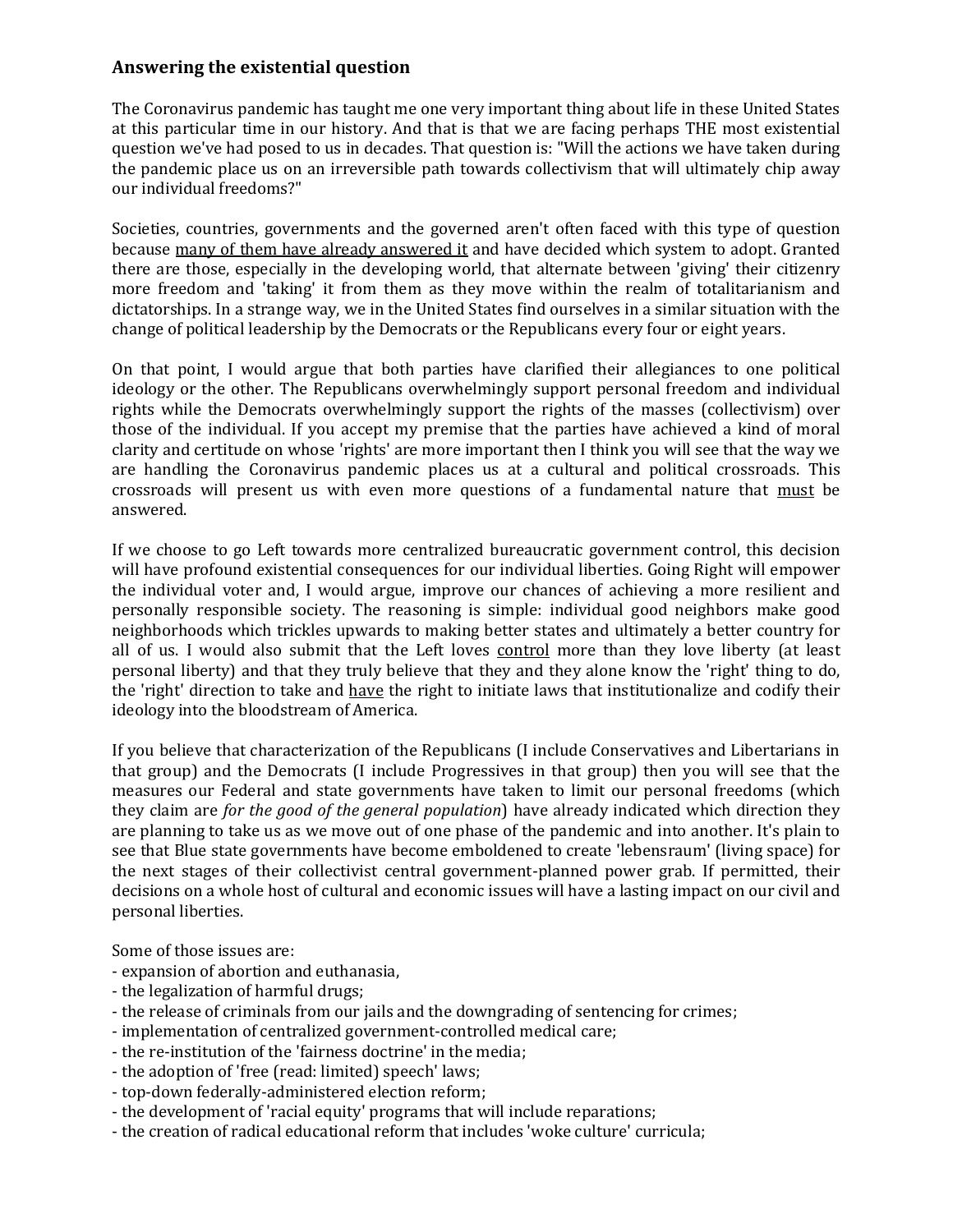## Answering the existential question

The Coronavirus pandemic has taught me one very important thing about life in these United States at this particular time in our history. And that is that we are facing perhaps THE most existential question we've had posed to us in decades. That question is: "Will the actions we have taken during the pandemic place us on an irreversible path towards collectivism that will ultimately chip away our individual freedoms?"

Societies, countries, governments and the governed aren't often faced with this type of question because <u>many of them have already answered it</u> and have decided which system to adopt. Granted there are those, especially in the developing world, that alternate between 'giving' their citizenry more freedom and 'taking' it from them as they move within the realm of totalitarianism and dictatorships. In a strange way, we in the United States find ourselves in a similar situation with the change of political leadership by the Democrats or the Republicans every four or eight years.

On that point, I would argue that both parties have clarified their allegiances to one political ideology or the other. The Republicans overwhelmingly support personal freedom and individual rights while the Democrats overwhelmingly support the rights of the masses (collectivism) over those of the individual. If you accept my premise that the parties have achieved a kind of moral clarity and certitude on whose 'rights' are more important then I think you will see that the way we are handling the Coronavirus pandemic places us at a cultural and political crossroads. This crossroads will present us with even more questions of a fundamental nature that <u>must</u> be answered.

If we choose to go Left towards more centralized bureaucratic government control, this decision will have profound existential consequences for our individual liberties. Going Right will empower the individual voter and, I would argue, improve our chances of achieving a more resilient and personally responsible society. The reasoning is simple: individual good neighbors make good neighborhoods which trickles upwards to making better states and ultimately a better country for all of us. I would also submit that the Left loves <u>control</u> more than they love liberty (at least personal liberty) and that they truly believe that they and they alone know the 'right' thing to do, the 'right' direction to take and <u>have</u> the right to initiate laws that institutionalize and codify their ideology into the bloodstream of America.

If you believe that characterization of the Republicans (I include Conservatives and Libertarians in that group) and the Democrats (I include Progressives in that group) then you will see that the measures our Federal and state governments have taken to limit our personal freedoms (which they claim are *for the good of the general population*) have already indicated which direction they are planning to take us as we move out of one phase of the pandemic and into another. It's plain to see that Blue state governments have become emboldened to create 'lebensraum' (living space) for the next stages of their collectivist central government-planned power grab. If permitted, their decisions on a whole host of cultural and economic issues will have a lasting impact on our civil and personal liberties.

Some of those issues are:

- expansion of abortion and euthanasia,
- the legalization of harmful drugs;
- the release of criminals from our jails and the downgrading of sentencing for crimes;
- implementation of centralized government-controlled medical care;
- the re-institution of the 'fairness doctrine' in the media;
- the adoption of 'free (read: limited) speech' laws;
- top-down federally-administered election reform;
- the development of 'racial equity' programs that will include reparations;
- the creation of radical educational reform that includes 'woke culture' curricula;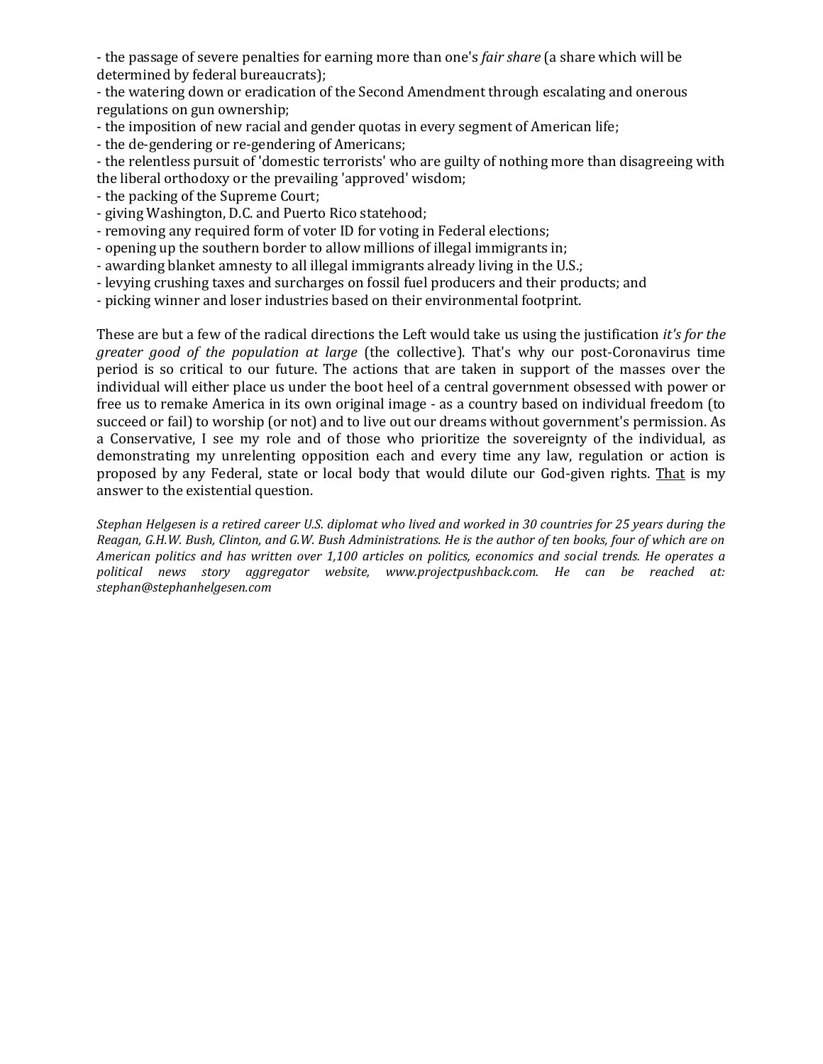- the passage of severe penalties for earning more than one's *fair share* (a share which will be determined by federal bureaucrats);
- the watering down or eradication of the Second Amendment through escalating and onerous regulations on gun ownership;
- the imposition of new racial and gender quotas in every segment of American life;
- the de-gendering or re-gendering of Americans;
- the relentless pursuit of 'domestic terrorists' who are guilty of nothing more than disagreeing with the liberal orthodoxy or the prevailing 'approved' wisdom;
- the packing of the Supreme Court;
- giving Washington, D.C. and Puerto Rico statehood;
- removing any required form of voter ID for voting in Federal elections;
- opening up the southern border to allow millions of illegal immigrants in;
- awarding blanket amnesty to all illegal immigrants already living in the U.S.;
- levying crushing taxes and surcharges on fossil fuel producers and their products; and
- picking winner and loser industries based on their environmental footprint.

These are but a few of the radical directions the Left would take us using the justification *it's for the greater good of the population at large* (the collective). That's why our post-Coronavirus time period is so critical to our future. The actions that are taken in support of the masses over the individual will either place us under the boot heel of a central government obsessed with power or free us to remake America in its own original image - as a country based on individual freedom (to succeed or fail) to worship (or not) and to live out our dreams without government's permission. As a Conservative, I see my role and of those who prioritize the sovereignty of the individual, as demonstrating my unrelenting opposition each and every time any law, regulation or action is proposed by any Federal, state or local body that would dilute our God-given rights. <u>That</u> is my answer to the existential question.

*Stephan Helgesen is a retired career U.S. diplomat who lived and worked in 30 countries for 25 years during the Reagan, G.H.W. Bush, Clinton, and G.W. Bush Administrations. He is the author of ten books, four of which are on American politics and has written over 1,100 articles on politics, economics and social trends. He operates a political news story aggregator website, www.projectpushback.com. He can be reached at: stephan@stephanhelgesen.com*